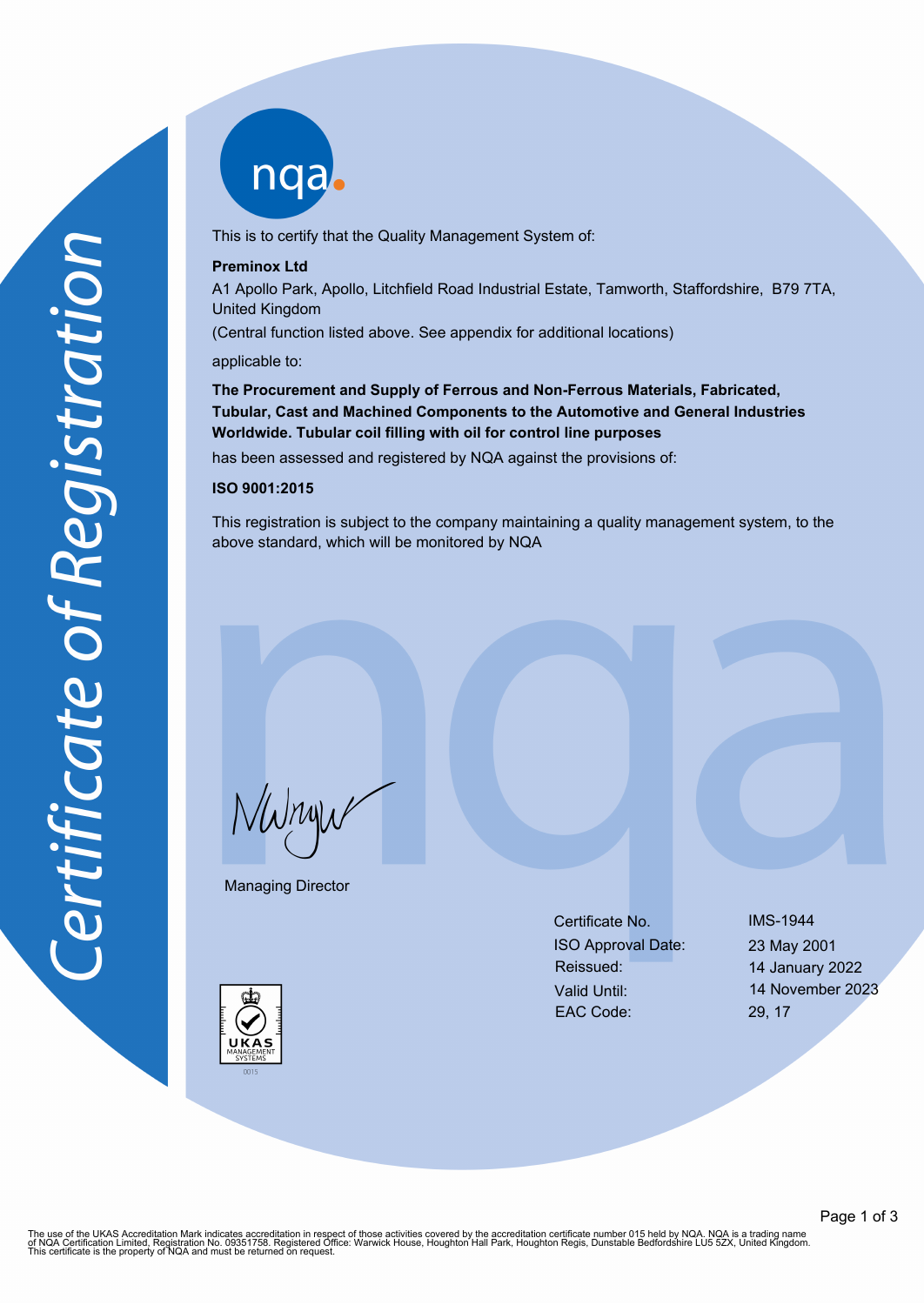# Certificate of Registration

nqa

This is to certify that the Quality Management System of:

**Preminox Ltd**

A1 Apollo Park, Apollo, Litchfield Road Industrial Estate, Tamworth, Staffordshire, B79 7TA, United Kingdom

(Central function listed above. See appendix for additional locations)

applicable to:

**The Procurement and Supply of Ferrous and Non-Ferrous Materials, Fabricated, Tubular, Cast and Machined Components to the Automotive and General Industries Worldwide. Tubular coil filling with oil for control line purposes**

has been assessed and registered by NQA against the provisions of:

**ISO 9001:2015**

This registration is subject to the company maintaining a quality management system, to the above standard, which will be monitored by NQA

Managing Director

| | |
|---|---|
| Certificate No. | IMS-1944 |
| ISO Approval Date: | 23 May 2001 |
| Reissued: | 14 January 2022 |
| Valid Until: | 14 November 2023 |
| EAC Code: | 29, 17 |

UKAS MANAGEMENT SYSTEMS 0015

The use of the UKAS Accreditation Mark indicates accreditation in respect of those activities covered by the accreditation certificate number 015 held by NQA. NQA is a trading name of NQA Certification Limited, Registration No. 09351758. Registered Office: Warwick House, Houghton Hall Park, Houghton Regis, Dunstable Bedfordshire LU5 5ZX, United Kingdom. This certificate is the property of NQA and must be returned on request.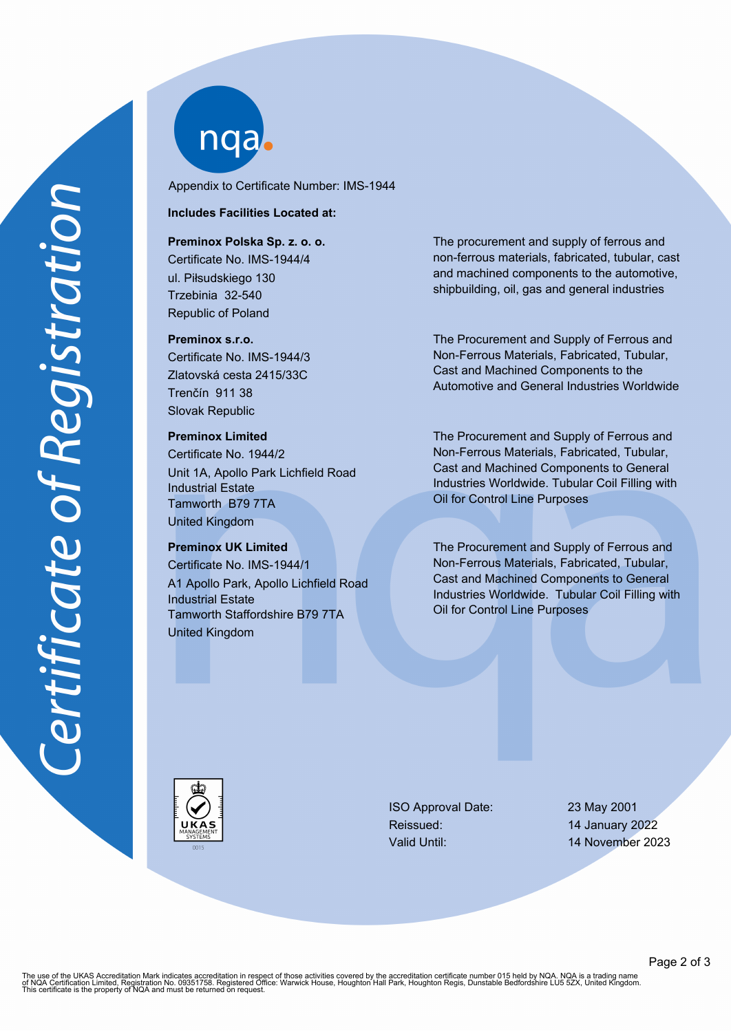# Certificate of Registration

Appendix to Certificate Number: IMS-1944

**Includes Facilities Located at:**

| Facility | Scope |
| --- | --- |
| **Preminox Polska Sp. z. o. o.**<br>Certificate No. IMS-1944/4<br>ul. Piłsudskiego 130<br>Trzebinia 32-540<br>Republic of Poland | The procurement and supply of ferrous and non-ferrous materials, fabricated, tubular, cast and machined components to the automotive, shipbuilding, oil, gas and general industries |
| **Preminox s.r.o.**<br>Certificate No. IMS-1944/3<br>Zlatovská cesta 2415/33C<br>Trenčín 911 38<br>Slovak Republic | The Procurement and Supply of Ferrous and Non-Ferrous Materials, Fabricated, Tubular, Cast and Machined Components to the Automotive and General Industries Worldwide |
| **Preminox Limited**<br>Certificate No. 1944/2<br>Unit 1A, Apollo Park Lichfield Road Industrial Estate<br>Tamworth B79 7TA<br>United Kingdom | The Procurement and Supply of Ferrous and Non-Ferrous Materials, Fabricated, Tubular, Cast and Machined Components to General Industries Worldwide. Tubular Coil Filling with Oil for Control Line Purposes |
| **Preminox UK Limited**<br>Certificate No. IMS-1944/1<br>A1 Apollo Park, Apollo Lichfield Road Industrial Estate<br>Tamworth Staffordshire B79 7TA<br>United Kingdom | The Procurement and Supply of Ferrous and Non-Ferrous Materials, Fabricated, Tubular, Cast and Machined Components to General Industries Worldwide. Tubular Coil Filling with Oil for Control Line Purposes |

UKAS MANAGEMENT SYSTEMS 0015

| | |
| --- | --- |
| ISO Approval Date: | 23 May 2001 |
| Reissued: | 14 January 2022 |
| Valid Until: | 14 November 2023 |

The use of the UKAS Accreditation Mark indicates accreditation in respect of those activities covered by the accreditation certificate number 015 held by NQA. NQA is a trading name of NQA Certification Limited, Registration No. 09351758. Registered Office: Warwick House, Houghton Hall Park, Houghton Regis, Dunstable Bedfordshire LU5 5ZX, United Kingdom. This certificate is the property of NQA and must be returned on request.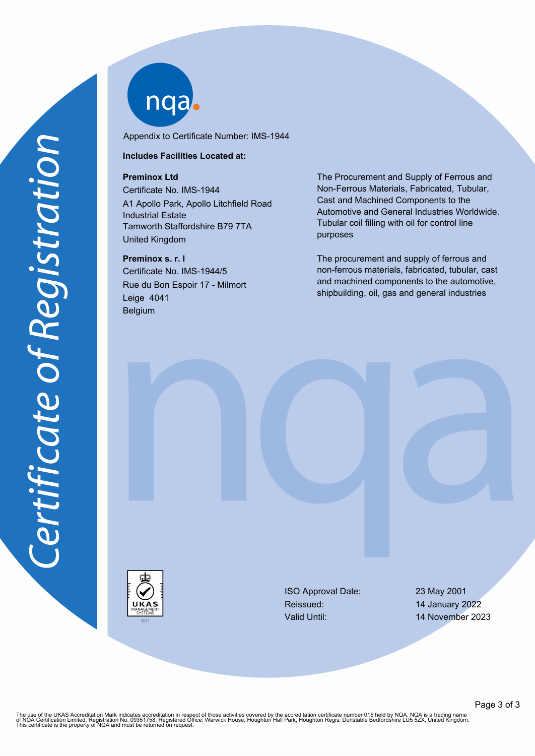Certificate of Registration

nqa

Appendix to Certificate Number: IMS-1944

**Includes Facilities Located at:**

**Preminox Ltd**
Certificate No. IMS-1944
A1 Apollo Park, Apollo Litchfield Road
Industrial Estate
Tamworth Staffordshire B79 7TA
United Kingdom

The Procurement and Supply of Ferrous and Non-Ferrous Materials, Fabricated, Tubular, Cast and Machined Components to the Automotive and General Industries Worldwide. Tubular coil filling with oil for control line purposes

**Preminox s. r. l**
Certificate No. IMS-1944/5
Rue du Bon Espoir 17 - Milmort
Leige 4041
Belgium

The procurement and supply of ferrous and non-ferrous materials, fabricated, tubular, cast and machined components to the automotive, shipbuilding, oil, gas and general industries

UKAS MANAGEMENT SYSTEMS
0015

| | |
|---|---|
| ISO Approval Date: | 23 May 2001 |
| Reissued: | 14 January 2022 |
| Valid Until: | 14 November 2023 |

The use of the UKAS Accreditation Mark indicates accreditation in respect of those activities covered by the accreditation certificate number 015 held by NQA. NQA is a trading name of NQA Certification Limited, Registration No. 09351758. Registered Office: Warwick House, Houghton Hall Park, Houghton Regis, Dunstable Bedfordshire LU5 5ZX, United Kingdom. This certificate is the property of NQA and must be returned on request.